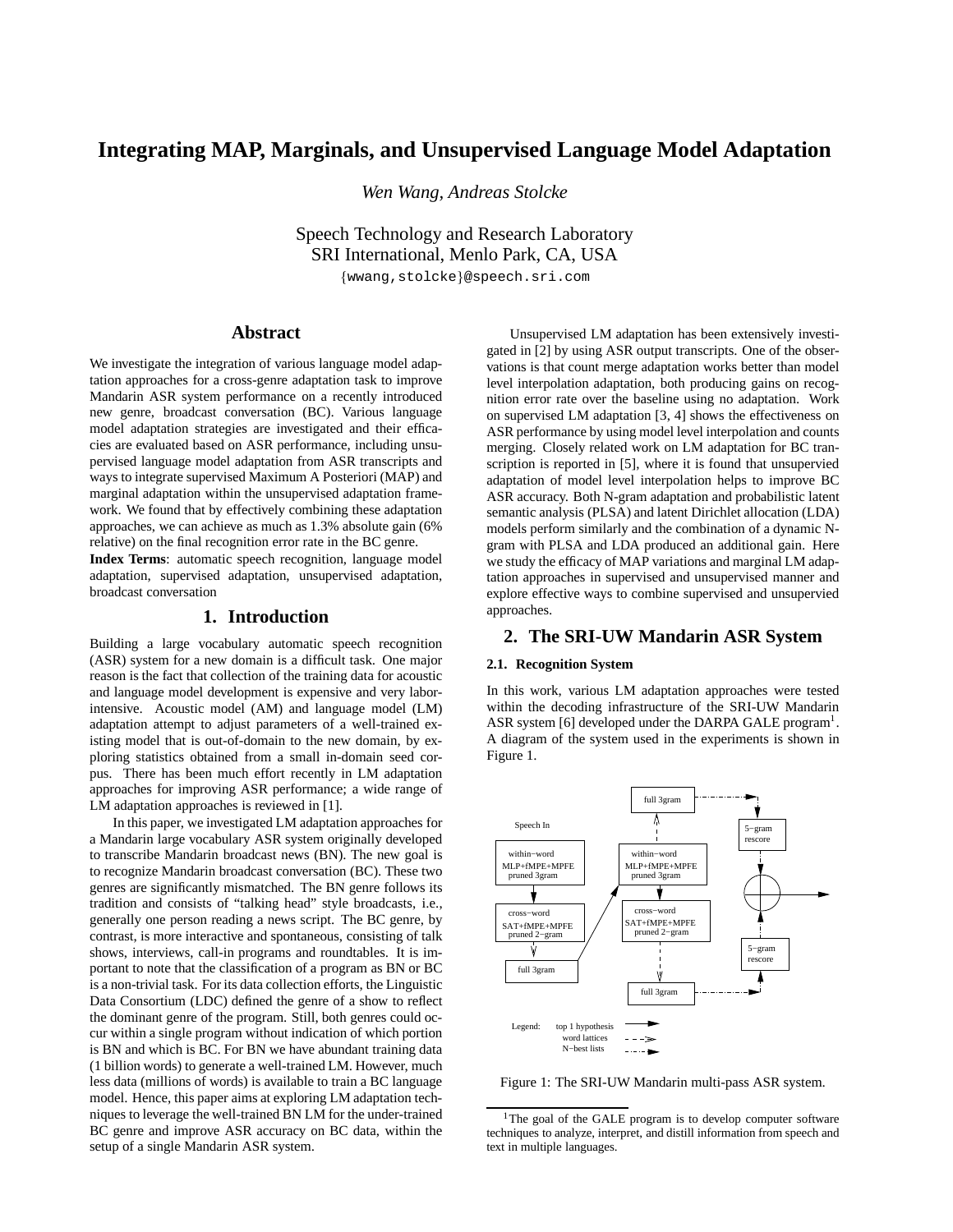# Integrating MAP, Marginals, and Unsupervised Language Model Adaptation

*Wen Wang, Andreas Stolcke*

Speech Technology and Research Laboratory
SRI International, Menlo Park, CA, USA
{wwang,stolcke}@speech.sri.com

## Abstract

We investigate the integration of various language model adaptation approaches for a cross-genre adaptation task to improve Mandarin ASR system performance on a recently introduced new genre, broadcast conversation (BC). Various language model adaptation strategies are investigated and their efficacies are evaluated based on ASR performance, including unsupervised language model adaptation from ASR transcripts and ways to integrate supervised Maximum A Posteriori (MAP) and marginal adaptation within the unsupervised adaptation framework. We found that by effectively combining these adaptation approaches, we can achieve as much as 1.3% absolute gain (6% relative) on the final recognition error rate in the BC genre.

**Index Terms**: automatic speech recognition, language model adaptation, supervised adaptation, unsupervised adaptation, broadcast conversation

## 1. Introduction

Building a large vocabulary automatic speech recognition (ASR) system for a new domain is a difficult task. One major reason is the fact that collection of the training data for acoustic and language model development is expensive and very labor-intensive. Acoustic model (AM) and language model (LM) adaptation attempt to adjust parameters of a well-trained existing model that is out-of-domain to the new domain, by exploring statistics obtained from a small in-domain seed corpus. There has been much effort recently in LM adaptation approaches for improving ASR performance; a wide range of LM adaptation approaches is reviewed in [1].

In this paper, we investigated LM adaptation approaches for a Mandarin large vocabulary ASR system originally developed to transcribe Mandarin broadcast news (BN). The new goal is to recognize Mandarin broadcast conversation (BC). These two genres are significantly mismatched. The BN genre follows its tradition and consists of "talking head" style broadcasts, i.e., generally one person reading a news script. The BC genre, by contrast, is more interactive and spontaneous, consisting of talk shows, interviews, call-in programs and roundtables. It is important to note that the classification of a program as BN or BC is a non-trivial task. For its data collection efforts, the Linguistic Data Consortium (LDC) defined the genre of a show to reflect the dominant genre of the program. Still, both genres could occur within a single program without indication of which portion is BN and which is BC. For BN we have abundant training data (1 billion words) to generate a well-trained LM. However, much less data (millions of words) is available to train a BC language model. Hence, this paper aims at exploring LM adaptation techniques to leverage the well-trained BN LM for the under-trained BC genre and improve ASR accuracy on BC data, within the setup of a single Mandarin ASR system.

Unsupervised LM adaptation has been extensively investigated in [2] by using ASR output transcripts. One of the observations is that count merge adaptation works better than model level interpolation adaptation, both producing gains on recognition error rate over the baseline using no adaptation. Work on supervised LM adaptation [3, 4] shows the effectiveness on ASR performance by using model level interpolation and counts merging. Closely related work on LM adaptation for BC transcription is reported in [5], where it is found that unsupervied adaptation of model level interpolation helps to improve BC ASR accuracy. Both N-gram adaptation and probabilistic latent semantic analysis (PLSA) and latent Dirichlet allocation (LDA) models perform similarly and the combination of a dynamic N-gram with PLSA and LDA produced an additional gain. Here we study the efficacy of MAP variations and marginal LM adaptation approaches in supervised and unsupervised manner and explore effective ways to combine supervised and unsupervied approaches.

## 2. The SRI-UW Mandarin ASR System

### 2.1. Recognition System

In this work, various LM adaptation approaches were tested within the decoding infrastructure of the SRI-UW Mandarin ASR system [6] developed under the DARPA GALE program[1]. A diagram of the system used in the experiments is shown in Figure 1.

Figure 1: The SRI-UW Mandarin multi-pass ASR system.

[1] The goal of the GALE program is to develop computer software techniques to analyze, interpret, and distill information from speech and text in multiple languages.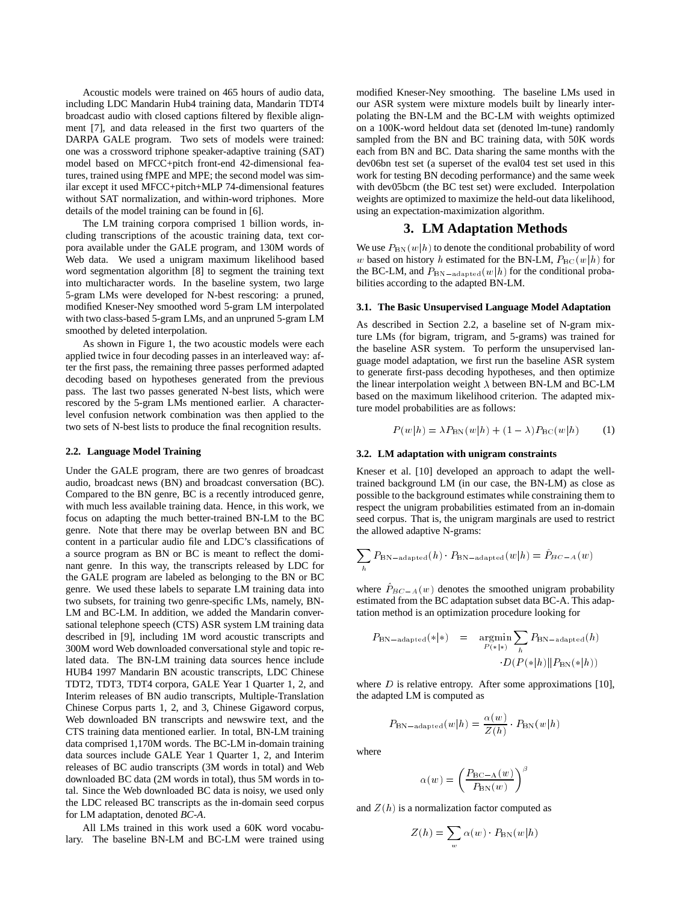Acoustic models were trained on 465 hours of audio data, including LDC Mandarin Hub4 training data, Mandarin TDT4 broadcast audio with closed captions filtered by flexible alignment [7], and data released in the first two quarters of the DARPA GALE program. Two sets of models were trained: one was a crossword triphone speaker-adaptive training (SAT) model based on MFCC+pitch front-end 42-dimensional features, trained using fMPE and MPE; the second model was similar except it used MFCC+pitch+MLP 74-dimensional features without SAT normalization, and within-word triphones. More details of the model training can be found in [6].

The LM training corpora comprised 1 billion words, including transcriptions of the acoustic training data, text corpora available under the GALE program, and 130M words of Web data. We used a unigram maximum likelihood based word segmentation algorithm [8] to segment the training text into multicharacter words. In the baseline system, two large 5-gram LMs were developed for N-best rescoring: a pruned, modified Kneser-Ney smoothed word 5-gram LM interpolated with two class-based 5-gram LMs, and an unpruned 5-gram LM smoothed by deleted interpolation.

As shown in Figure 1, the two acoustic models were each applied twice in four decoding passes in an interleaved way: after the first pass, the remaining three passes performed adapted decoding based on hypotheses generated from the previous pass. The last two passes generated N-best lists, which were rescored by the 5-gram LMs mentioned earlier. A character-level confusion network combination was then applied to the two sets of N-best lists to produce the final recognition results.

### 2.2. Language Model Training

Under the GALE program, there are two genres of broadcast audio, broadcast news (BN) and broadcast conversation (BC). Compared to the BN genre, BC is a recently introduced genre, with much less available training data. Hence, in this work, we focus on adapting the much better-trained BN-LM to the BC genre. Note that there may be overlap between BN and BC content in a particular audio file and LDC's classifications of a source program as BN or BC is meant to reflect the dominant genre. In this way, the transcripts released by LDC for the GALE program are labeled as belonging to the BN or BC genre. We used these labels to separate LM training data into two subsets, for training two genre-specific LMs, namely, BN-LM and BC-LM. In addition, we added the Mandarin conversational telephone speech (CTS) ASR system LM training data described in [9], including 1M word acoustic transcripts and 300M word Web downloaded conversational style and topic related data. The BN-LM training data sources hence include HUB4 1997 Mandarin BN acoustic transcripts, LDC Chinese TDT2, TDT3, TDT4 corpora, GALE Year 1 Quarter 1, 2, and Interim releases of BN audio transcripts, Multiple-Translation Chinese Corpus parts 1, 2, and 3, Chinese Gigaword corpus, Web downloaded BN transcripts and newswire text, and the CTS training data mentioned earlier. In total, BN-LM training data comprised 1,170M words. The BC-LM in-domain training data sources include GALE Year 1 Quarter 1, 2, and Interim releases of BC audio transcripts (3M words in total) and Web downloaded BC data (2M words in total), thus 5M words in total. Since the Web downloaded BC data is noisy, we used only the LDC released BC transcripts as the in-domain seed corpus for LM adaptation, denoted *BC-A*.

All LMs trained in this work used a 60K word vocabulary. The baseline BN-LM and BC-LM were trained using modified Kneser-Ney smoothing. The baseline LMs used in our ASR system were mixture models built by linearly interpolating the BN-LM and the BC-LM with weights optimized on a 100K-word heldout data set (denoted lm-tune) randomly sampled from the BN and BC training data, with 50K words each from BN and BC. Data sharing the same months with the dev06bn test set (a superset of the eval04 test set used in this work for testing BN decoding performance) and the same week with dev05bcm (the BC test set) were excluded. Interpolation weights are optimized to maximize the held-out data likelihood, using an expectation-maximization algorithm.

## 3. LM Adaptation Methods

We use $P_{\rm BN}(w|h)$ to denote the conditional probability of word $w$ based on history $h$ estimated for the BN-LM, $P_{\rm BC}(w|h)$ for the BC-LM, and $P_{\rm BN-adapted}(w|h)$ for the conditional probabilities according to the adapted BN-LM.

### 3.1. The Basic Unsupervised Language Model Adaptation

As described in Section 2.2, a baseline set of N-gram mixture LMs (for bigram, trigram, and 5-grams) was trained for the baseline ASR system. To perform the unsupervised language model adaptation, we first run the baseline ASR system to generate first-pass decoding hypotheses, and then optimize the linear interpolation weight $\lambda$ between BN-LM and BC-LM based on the maximum likelihood criterion. The adapted mixture model probabilities are as follows:

$$P(w|h) = \lambda P_{\rm BN}(w|h) + (1-\lambda) P_{\rm BC}(w|h) \qquad (1)$$

### 3.2. LM adaptation with unigram constraints

Kneser et al. [10] developed an approach to adapt the well-trained background LM (in our case, the BN-LM) as close as possible to the background estimates while constraining them to respect the unigram probabilities estimated from an in-domain seed corpus. That is, the unigram marginals are used to restrict the allowed adaptive N-grams:

$$\sum_h P_{\rm BN-adapted}(h) \cdot P_{\rm BN-adapted}(w|h) = \hat{P}_{BC-A}(w)$$

where $\hat{P}_{BC-A}(w)$ denotes the smoothed unigram probability estimated from the BC adaptation subset data BC-A. This adaptation method is an optimization procedure looking for

$$P_{\rm BN-adapted}(*|*) = \operatorname*{argmin}_{P(*|*)} \sum_h P_{\rm BN-adapted}(h) \cdot D(P(*|h) \| P_{\rm BN}(*|h))$$

where $D$ is relative entropy. After some approximations [10], the adapted LM is computed as

$$P_{\rm BN-adapted}(w|h) = \frac{\alpha(w)}{Z(h)} \cdot P_{\rm BN}(w|h)$$

where

$$\alpha(w) = \left( \frac{P_{\rm BC-A}(w)}{P_{\rm BN}(w)} \right)^{\beta}$$

and $Z(h)$ is a normalization factor computed as

$$Z(h) = \sum_w \alpha(w) \cdot P_{\rm BN}(w|h)$$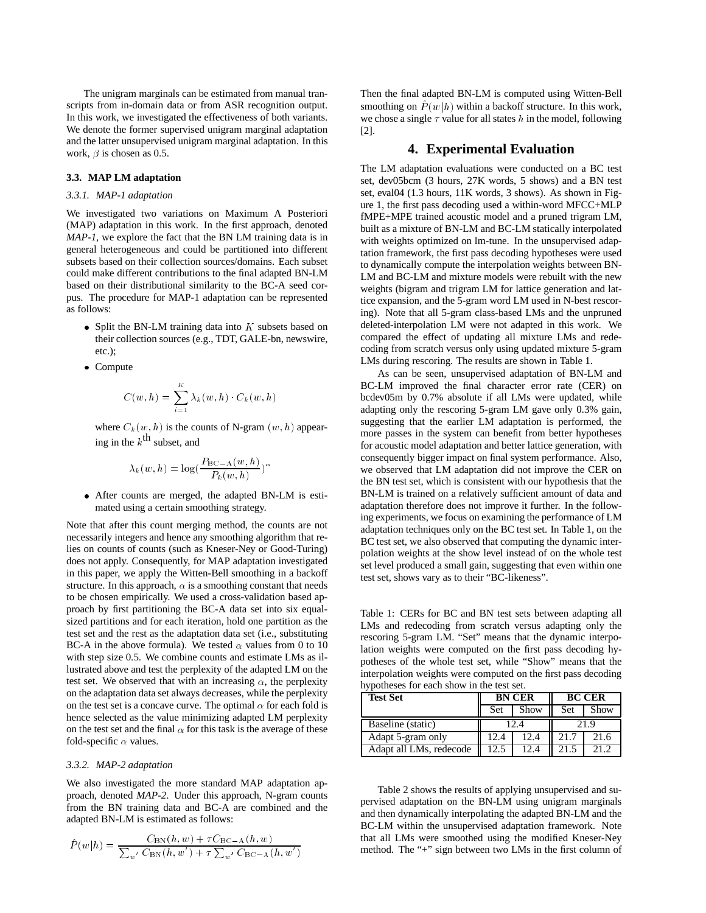The unigram marginals can be estimated from manual transcripts from in-domain data or from ASR recognition output. In this work, we investigated the effectiveness of both variants. We denote the former supervised unigram marginal adaptation and the latter unsupervised unigram marginal adaptation. In this work, $\beta$ is chosen as 0.5.

### 3.3. MAP LM adaptation

#### *3.3.1. MAP-1 adaptation*

We investigated two variations on Maximum A Posteriori (MAP) adaptation in this work. In the first approach, denoted *MAP-1*, we explore the fact that the BN LM training data is in general heterogeneous and could be partitioned into different subsets based on their collection sources/domains. Each subset could make different contributions to the final adapted BN-LM based on their distributional similarity to the BC-A seed corpus. The procedure for MAP-1 adaptation can be represented as follows:

- Split the BN-LM training data into $K$ subsets based on their collection sources (e.g., TDT, GALE-bn, newswire, etc.);
- Compute

  $$C(w,h) = \sum_{i=1}^{K} \lambda_k(w,h) \cdot C_k(w,h)$$

  where $C_k(w,h)$ is the counts of N-gram $(w,h)$ appearing in the $k^{\text{th}}$ subset, and

  $$\lambda_k(w,h) = \log\left(\frac{P_{\text{BC}-\text{A}}(w,h)}{P_k(w,h)}\right)^{\alpha}$$

- After counts are merged, the adapted BN-LM is estimated using a certain smoothing strategy.

Note that after this count merging method, the counts are not necessarily integers and hence any smoothing algorithm that relies on counts of counts (such as Kneser-Ney or Good-Turing) does not apply. Consequently, for MAP adaptation investigated in this paper, we apply the Witten-Bell smoothing in a backoff structure. In this approach, $\alpha$ is a smoothing constant that needs to be chosen empirically. We used a cross-validation based approach by first partitioning the BC-A data set into six equal-sized partitions and for each iteration, hold one partition as the test set and the rest as the adaptation data set (i.e., substituting BC-A in the above formula). We tested $\alpha$ values from 0 to 10 with step size 0.5. We combine counts and estimate LMs as illustrated above and test the perplexity of the adapted LM on the test set. We observed that with an increasing $\alpha$, the perplexity on the adaptation data set always decreases, while the perplexity on the test set is a concave curve. The optimal $\alpha$ for each fold is hence selected as the value minimizing adapted LM perplexity on the test set and the final $\alpha$ for this task is the average of these fold-specific $\alpha$ values.

#### *3.3.2. MAP-2 adaptation*

We also investigated the more standard MAP adaptation approach, denoted *MAP-2*. Under this approach, N-gram counts from the BN training data and BC-A are combined and the adapted BN-LM is estimated as follows:

$$\hat{P}(w|h) = \frac{C_{\text{BN}}(h,w) + \tau C_{\text{BC}-\text{A}}(h,w)}{\sum_{w'} C_{\text{BN}}(h,w') + \tau \sum_{w'} C_{\text{BC}-\text{A}}(h,w')}$$

Then the final adapted BN-LM is computed using Witten-Bell smoothing on $\hat{P}(w|h)$ within a backoff structure. In this work, we chose a single $\tau$ value for all states $h$ in the model, following [2].

## 4. Experimental Evaluation

The LM adaptation evaluations were conducted on a BC test set, dev05bcm (3 hours, 27K words, 5 shows) and a BN test set, eval04 (1.3 hours, 11K words, 3 shows). As shown in Figure 1, the first pass decoding used a within-word MFCC+MLP fMPE+MPE trained acoustic model and a pruned trigram LM, built as a mixture of BN-LM and BC-LM statically interpolated with weights optimized on lm-tune. In the unsupervised adaptation framework, the first pass decoding hypotheses were used to dynamically compute the interpolation weights between BN-LM and BC-LM and mixture models were rebuilt with the new weights (bigram and trigram LM for lattice generation and lattice expansion, and the 5-gram word LM used in N-best rescoring). Note that all 5-gram class-based LMs and the unpruned deleted-interpolation LM were not adapted in this work. We compared the effect of updating all mixture LMs and redecoding from scratch versus only using updated mixture 5-gram LMs during rescoring. The results are shown in Table 1.

As can be seen, unsupervised adaptation of BN-LM and BC-LM improved the final character error rate (CER) on bcdev05m by 0.7% absolute if all LMs were updated, while adapting only the rescoring 5-gram LM gave only 0.3% gain, suggesting that the earlier LM adaptation is performed, the more passes in the system can benefit from better hypotheses for acoustic model adaptation and better lattice generation, with consequently bigger impact on final system performance. Also, we observed that LM adaptation did not improve the CER on the BN test set, which is consistent with our hypothesis that the BN-LM is trained on a relatively sufficient amount of data and adaptation therefore does not improve it further. In the following experiments, we focus on examining the performance of LM adaptation techniques only on the BC test set. In Table 1, on the BC test set, we also observed that computing the dynamic interpolation weights at the show level instead of on the whole test set level produced a small gain, suggesting that even within one test set, shows vary as to their "BC-likeness".

Table 1: CERs for BC and BN test sets between adapting all LMs and redecoding from scratch versus adapting only the rescoring 5-gram LM. "Set" means that the dynamic interpolation weights were computed on the first pass decoding hypotheses of the whole test set, while "Show" means that the interpolation weights were computed on the first pass decoding hypotheses for each show in the test set.

| Test Set | BN CER | | BC CER | |
|---|---|---|---|---|
| | Set | Show | Set | Show |
| Baseline (static) | 12.4 | | 21.9 | |
| Adapt 5-gram only | 12.4 | 12.4 | 21.7 | 21.6 |
| Adapt all LMs, redecode | 12.5 | 12.4 | 21.5 | 21.2 |

Table 2 shows the results of applying unsupervised and supervised adaptation on the BN-LM using unigram marginals and then dynamically interpolating the adapted BN-LM and the BC-LM within the unsupervised adaptation framework. Note that all LMs were smoothed using the modified Kneser-Ney method. The "+" sign between two LMs in the first column of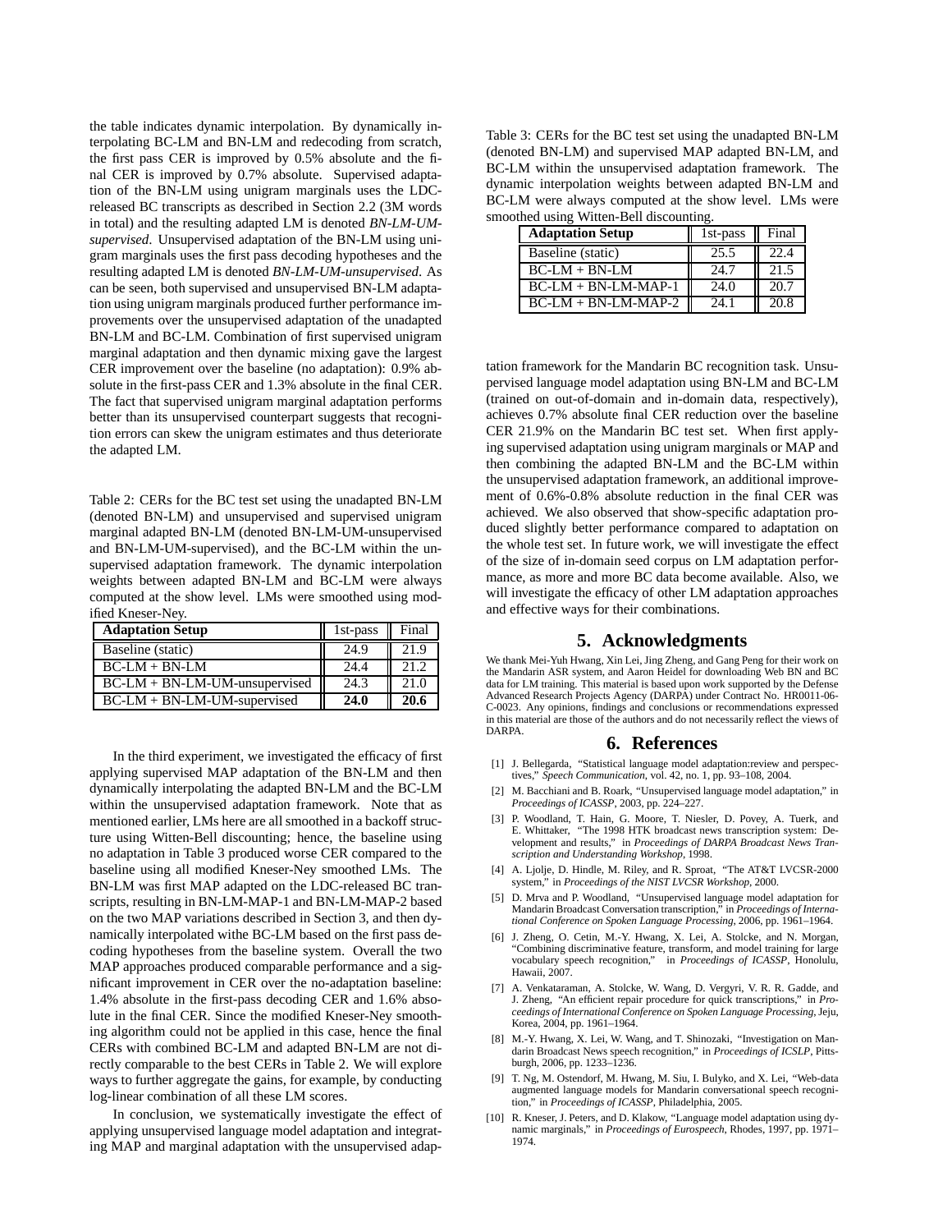the table indicates dynamic interpolation. By dynamically interpolating BC-LM and BN-LM and redecoding from scratch, the first pass CER is improved by 0.5% absolute and the final CER is improved by 0.7% absolute. Supervised adaptation of the BN-LM using unigram marginals uses the LDC-released BC transcripts as described in Section 2.2 (3M words in total) and the resulting adapted LM is denoted *BN-LM-UM-supervised*. Unsupervised adaptation of the BN-LM using unigram marginals uses the first pass decoding hypotheses and the resulting adapted LM is denoted *BN-LM-UM-unsupervised*. As can be seen, both supervised and unsupervised BN-LM adaptation using unigram marginals produced further performance improvements over the unsupervised adaptation of the unadapted BN-LM and BC-LM. Combination of first supervised unigram marginal adaptation and then dynamic mixing gave the largest CER improvement over the baseline (no adaptation): 0.9% absolute in the first-pass CER and 1.3% absolute in the final CER. The fact that supervised unigram marginal adaptation performs better than its unsupervised counterpart suggests that recognition errors can skew the unigram estimates and thus deteriorate the adapted LM.

Table 2: CERs for the BC test set using the unadapted BN-LM (denoted BN-LM) and unsupervised and supervised unigram marginal adapted BN-LM (denoted BN-LM-UM-unsupervised and BN-LM-UM-supervised), and the BC-LM within the unsupervised adaptation framework. The dynamic interpolation weights between adapted BN-LM and BC-LM were always computed at the show level. LMs were smoothed using modified Kneser-Ney.

| **Adaptation Setup** | 1st-pass | Final |
|---|---|---|
| Baseline (static) | 24.9 | 21.9 |
| BC-LM + BN-LM | 24.4 | 21.2 |
| BC-LM + BN-LM-UM-unsupervised | 24.3 | 21.0 |
| BC-LM + BN-LM-UM-supervised | **24.0** | **20.6** |

In the third experiment, we investigated the efficacy of first applying supervised MAP adaptation of the BN-LM and then dynamically interpolating the adapted BN-LM and the BC-LM within the unsupervised adaptation framework. Note that as mentioned earlier, LMs here are all smoothed in a backoff structure using Witten-Bell discounting; hence, the baseline using no adaptation in Table 3 produced worse CER compared to the baseline using all modified Kneser-Ney smoothed LMs. The BN-LM was first MAP adapted on the LDC-released BC transcripts, resulting in BN-LM-MAP-1 and BN-LM-MAP-2 based on the two MAP variations described in Section 3, and then dynamically interpolated withe BC-LM based on the first pass decoding hypotheses from the baseline system. Overall the two MAP approaches produced comparable performance and a significant improvement in CER over the no-adaptation baseline: 1.4% absolute in the first-pass decoding CER and 1.6% absolute in the final CER. Since the modified Kneser-Ney smoothing algorithm could not be applied in this case, hence the final CERs with combined BC-LM and adapted BN-LM are not directly comparable to the best CERs in Table 2. We will explore ways to further aggregate the gains, for example, by conducting log-linear combination of all these LM scores.

In conclusion, we systematically investigate the effect of applying unsupervised language model adaptation and integrating MAP and marginal adaptation with the unsupervised adaptation framework for the Mandarin BC recognition task. Unsupervised language model adaptation using BN-LM and BC-LM (trained on out-of-domain and in-domain data, respectively), achieves 0.7% absolute final CER reduction over the baseline CER 21.9% on the Mandarin BC test set. When first applying supervised adaptation using unigram marginals or MAP and then combining the adapted BN-LM and the BC-LM within the unsupervised adaptation framework, an additional improvement of 0.6%-0.8% absolute reduction in the final CER was achieved. We also observed that show-specific adaptation produced slightly better performance compared to adaptation on the whole test set. In future work, we will investigate the effect of the size of in-domain seed corpus on LM adaptation performance, as more and more BC data become available. Also, we will investigate the efficacy of other LM adaptation approaches and effective ways for their combinations.

Table 3: CERs for the BC test set using the unadapted BN-LM (denoted BN-LM) and supervised MAP adapted BN-LM, and BC-LM within the unsupervised adaptation framework. The dynamic interpolation weights between adapted BN-LM and BC-LM were always computed at the show level. LMs were smoothed using Witten-Bell discounting.

| **Adaptation Setup** | 1st-pass | Final |
|---|---|---|
| Baseline (static) | 25.5 | 22.4 |
| BC-LM + BN-LM | 24.7 | 21.5 |
| BC-LM + BN-LM-MAP-1 | 24.0 | 20.7 |
| BC-LM + BN-LM-MAP-2 | 24.1 | 20.8 |

## 5. Acknowledgments

We thank Mei-Yuh Hwang, Xin Lei, Jing Zheng, and Gang Peng for their work on the Mandarin ASR system, and Aaron Heidel for downloading Web BN and BC data for LM training. This material is based upon work supported by the Defense Advanced Research Projects Agency (DARPA) under Contract No. HR0011-06-C-0023. Any opinions, findings and conclusions or recommendations expressed in this material are those of the authors and do not necessarily reflect the views of DARPA.

## 6. References

[1] J. Bellegarda, "Statistical language model adaptation:review and perspectives," *Speech Communication*, vol. 42, no. 1, pp. 93–108, 2004.

[2] M. Bacchiani and B. Roark, "Unsupervised language model adaptation," in *Proceedings of ICASSP*, 2003, pp. 224–227.

[3] P. Woodland, T. Hain, G. Moore, T. Niesler, D. Povey, A. Tuerk, and E. Whittaker, "The 1998 HTK broadcast news transcription system: Development and results," in *Proceedings of DARPA Broadcast News Transcription and Understanding Workshop*, 1998.

[4] A. Ljolje, D. Hindle, M. Riley, and R. Sproat, "The AT&T LVCSR-2000 system," in *Proceedings of the NIST LVCSR Workshop*, 2000.

[5] D. Mrva and P. Woodland, "Unsupervised language model adaptation for Mandarin Broadcast Conversation transcription," in *Proceedings of International Conference on Spoken Language Processing*, 2006, pp. 1961–1964.

[6] J. Zheng, O. Cetin, M.-Y. Hwang, X. Lei, A. Stolcke, and N. Morgan, "Combining discriminative feature, transform, and model training for large vocabulary speech recognition," in *Proceedings of ICASSP*, Honolulu, Hawaii, 2007.

[7] A. Venkataraman, A. Stolcke, W. Wang, D. Vergyri, V. R. R. Gadde, and J. Zheng, "An efficient repair procedure for quick transcriptions," in *Proceedings of International Conference on Spoken Language Processing*, Jeju, Korea, 2004, pp. 1961–1964.

[8] M.-Y. Hwang, X. Lei, W. Wang, and T. Shinozaki, "Investigation on Mandarin Broadcast News speech recognition," in *Proceedings of ICSLP*, Pittsburgh, 2006, pp. 1233–1236.

[9] T. Ng, M. Ostendorf, M. Hwang, M. Siu, I. Bulyko, and X. Lei, "Web-data augmented language models for Mandarin conversational speech recognition," in *Proceedings of ICASSP*, Philadelphia, 2005.

[10] R. Kneser, J. Peters, and D. Klakow, "Language model adaptation using dynamic marginals," in *Proceedings of Eurospeech*, Rhodes, 1997, pp. 1971–1974.